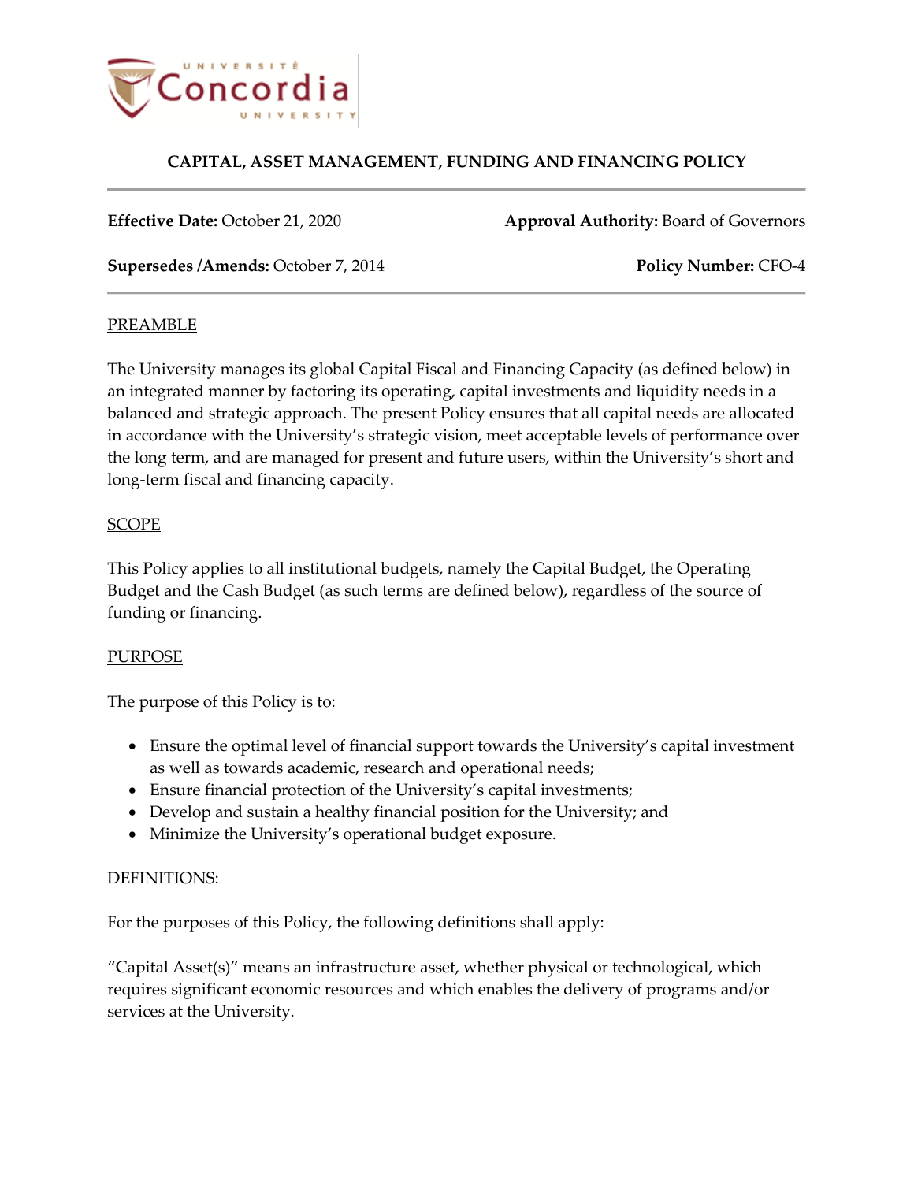# CAPITAL, ASSET MANAGEMENT, FUNDING AND FINANCING POLICY

**Effective Date:** October 21, 2020 **Approval Authority:** Board of Governors

**Supersedes /Amends:** October 7, 2014 **Policy Number:** CFO-4

## PREAMBLE

The University manages its global Capital Fiscal and Financing Capacity (as defined below) in an integrated manner by factoring its operating, capital investments and liquidity needs in a balanced and strategic approach. The present Policy ensures that all capital needs are allocated in accordance with the University's strategic vision, meet acceptable levels of performance over the long term, and are managed for present and future users, within the University's short and long-term fiscal and financing capacity.

## SCOPE

This Policy applies to all institutional budgets, namely the Capital Budget, the Operating Budget and the Cash Budget (as such terms are defined below), regardless of the source of funding or financing.

## PURPOSE

The purpose of this Policy is to:

- Ensure the optimal level of financial support towards the University's capital investment as well as towards academic, research and operational needs;
- Ensure financial protection of the University's capital investments;
- Develop and sustain a healthy financial position for the University; and
- Minimize the University's operational budget exposure.

## DEFINITIONS:

For the purposes of this Policy, the following definitions shall apply:

"Capital Asset(s)" means an infrastructure asset, whether physical or technological, which requires significant economic resources and which enables the delivery of programs and/or services at the University.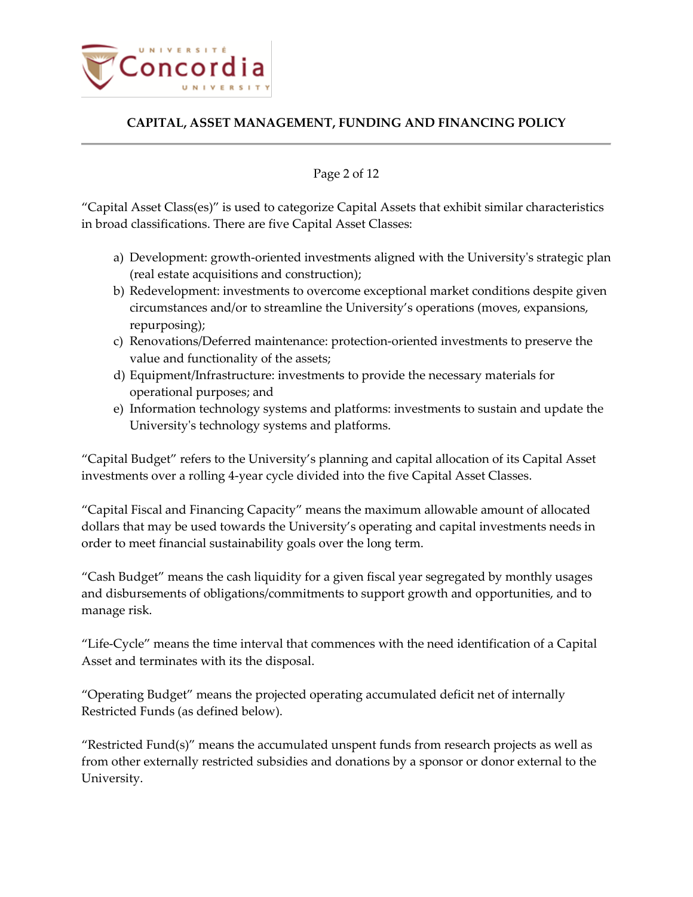“Capital Asset Class(es)” is used to categorize Capital Assets that exhibit similar characteristics in broad classifications. There are five Capital Asset Classes:

a) Development: growth-oriented investments aligned with the University's strategic plan (real estate acquisitions and construction);
b) Redevelopment: investments to overcome exceptional market conditions despite given circumstances and/or to streamline the University’s operations (moves, expansions, repurposing);
c) Renovations/Deferred maintenance: protection-oriented investments to preserve the value and functionality of the assets;
d) Equipment/Infrastructure: investments to provide the necessary materials for operational purposes; and
e) Information technology systems and platforms: investments to sustain and update the University's technology systems and platforms.

“Capital Budget” refers to the University’s planning and capital allocation of its Capital Asset investments over a rolling 4-year cycle divided into the five Capital Asset Classes.

“Capital Fiscal and Financing Capacity” means the maximum allowable amount of allocated dollars that may be used towards the University’s operating and capital investments needs in order to meet financial sustainability goals over the long term.

“Cash Budget” means the cash liquidity for a given fiscal year segregated by monthly usages and disbursements of obligations/commitments to support growth and opportunities, and to manage risk.

“Life-Cycle” means the time interval that commences with the need identification of a Capital Asset and terminates with its the disposal.

“Operating Budget” means the projected operating accumulated deficit net of internally Restricted Funds (as defined below).

“Restricted Fund(s)” means the accumulated unspent funds from research projects as well as from other externally restricted subsidies and donations by a sponsor or donor external to the University.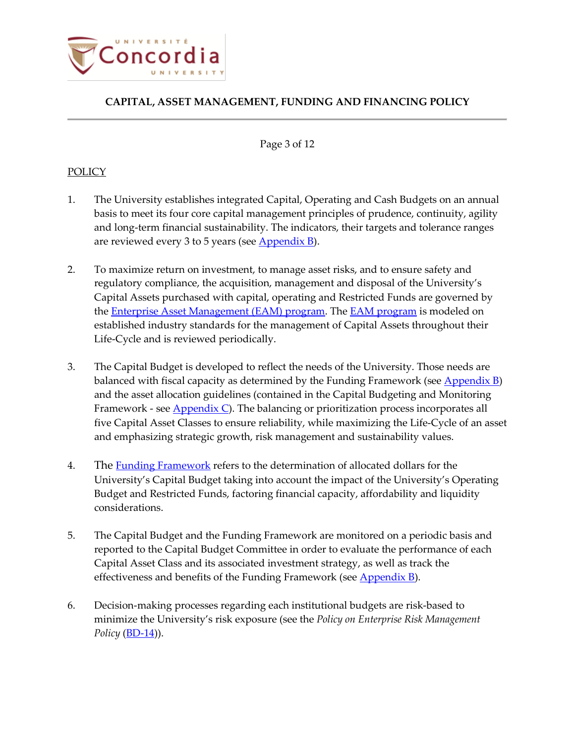POLICY

1. The University establishes integrated Capital, Operating and Cash Budgets on an annual basis to meet its four core capital management principles of prudence, continuity, agility and long-term financial sustainability. The indicators, their targets and tolerance ranges are reviewed every 3 to 5 years (see Appendix B).

2. To maximize return on investment, to manage asset risks, and to ensure safety and regulatory compliance, the acquisition, management and disposal of the University's Capital Assets purchased with capital, operating and Restricted Funds are governed by the Enterprise Asset Management (EAM) program. The EAM program is modeled on established industry standards for the management of Capital Assets throughout their Life-Cycle and is reviewed periodically.

3. The Capital Budget is developed to reflect the needs of the University. Those needs are balanced with fiscal capacity as determined by the Funding Framework (see Appendix B) and the asset allocation guidelines (contained in the Capital Budgeting and Monitoring Framework - see Appendix C). The balancing or prioritization process incorporates all five Capital Asset Classes to ensure reliability, while maximizing the Life-Cycle of an asset and emphasizing strategic growth, risk management and sustainability values.

4. The Funding Framework refers to the determination of allocated dollars for the University's Capital Budget taking into account the impact of the University's Operating Budget and Restricted Funds, factoring financial capacity, affordability and liquidity considerations.

5. The Capital Budget and the Funding Framework are monitored on a periodic basis and reported to the Capital Budget Committee in order to evaluate the performance of each Capital Asset Class and its associated investment strategy, as well as track the effectiveness and benefits of the Funding Framework (see Appendix B).

6. Decision-making processes regarding each institutional budgets are risk-based to minimize the University's risk exposure (see the *Policy on Enterprise Risk Management Policy* (BD-14)).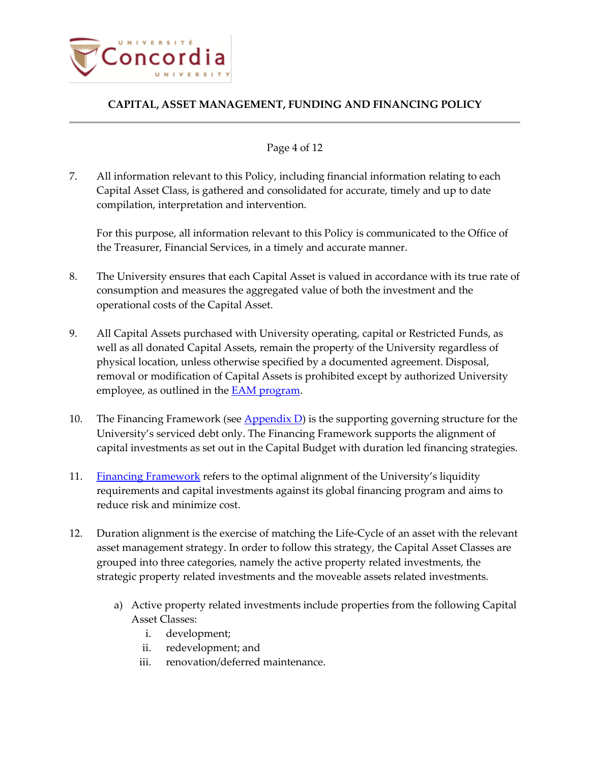7. All information relevant to this Policy, including financial information relating to each Capital Asset Class, is gathered and consolidated for accurate, timely and up to date compilation, interpretation and intervention.

   For this purpose, all information relevant to this Policy is communicated to the Office of the Treasurer, Financial Services, in a timely and accurate manner.

8. The University ensures that each Capital Asset is valued in accordance with its true rate of consumption and measures the aggregated value of both the investment and the operational costs of the Capital Asset.

9. All Capital Assets purchased with University operating, capital or Restricted Funds, as well as all donated Capital Assets, remain the property of the University regardless of physical location, unless otherwise specified by a documented agreement. Disposal, removal or modification of Capital Assets is prohibited except by authorized University employee, as outlined in the EAM program.

10. The Financing Framework (see Appendix D) is the supporting governing structure for the University's serviced debt only. The Financing Framework supports the alignment of capital investments as set out in the Capital Budget with duration led financing strategies.

11. Financing Framework refers to the optimal alignment of the University's liquidity requirements and capital investments against its global financing program and aims to reduce risk and minimize cost.

12. Duration alignment is the exercise of matching the Life-Cycle of an asset with the relevant asset management strategy. In order to follow this strategy, the Capital Asset Classes are grouped into three categories, namely the active property related investments, the strategic property related investments and the moveable assets related investments.

    a) Active property related investments include properties from the following Capital Asset Classes:
       i. development;
       ii. redevelopment; and
       iii. renovation/deferred maintenance.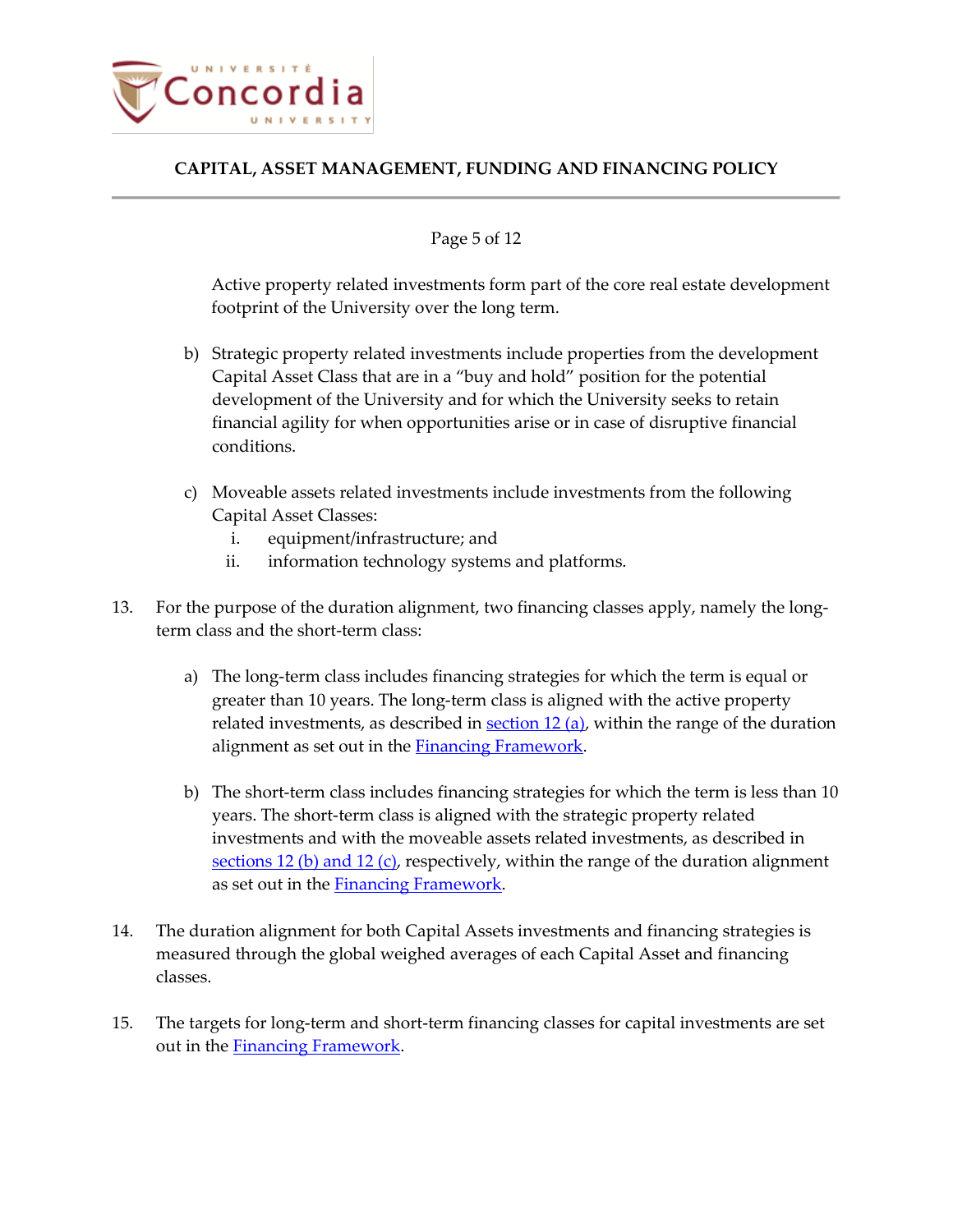Active property related investments form part of the core real estate development footprint of the University over the long term.

b) Strategic property related investments include properties from the development Capital Asset Class that are in a "buy and hold" position for the potential development of the University and for which the University seeks to retain financial agility for when opportunities arise or in case of disruptive financial conditions.

c) Moveable assets related investments include investments from the following Capital Asset Classes:
   i. equipment/infrastructure; and
   ii. information technology systems and platforms.

13. For the purpose of the duration alignment, two financing classes apply, namely the long-term class and the short-term class:

    a) The long-term class includes financing strategies for which the term is equal or greater than 10 years. The long-term class is aligned with the active property related investments, as described in section 12 (a), within the range of the duration alignment as set out in the Financing Framework.

    b) The short-term class includes financing strategies for which the term is less than 10 years. The short-term class is aligned with the strategic property related investments and with the moveable assets related investments, as described in sections 12 (b) and 12 (c), respectively, within the range of the duration alignment as set out in the Financing Framework.

14. The duration alignment for both Capital Assets investments and financing strategies is measured through the global weighed averages of each Capital Asset and financing classes.

15. The targets for long-term and short-term financing classes for capital investments are set out in the Financing Framework.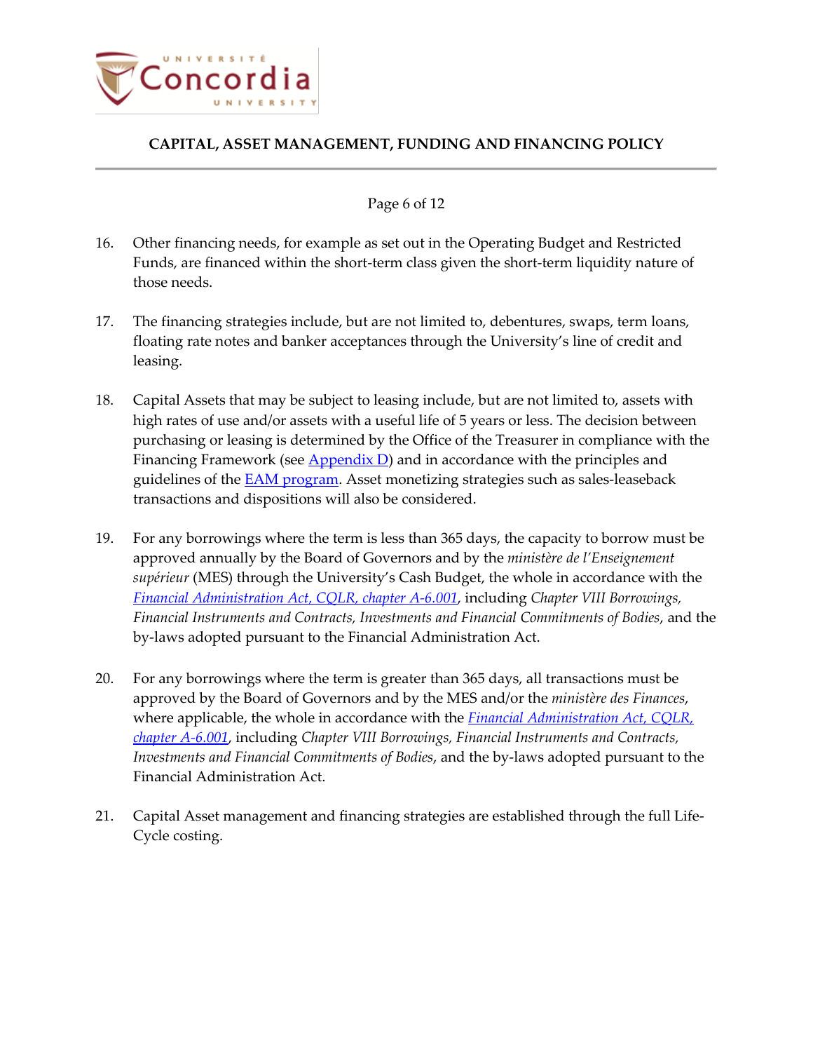16. Other financing needs, for example as set out in the Operating Budget and Restricted Funds, are financed within the short-term class given the short-term liquidity nature of those needs.

17. The financing strategies include, but are not limited to, debentures, swaps, term loans, floating rate notes and banker acceptances through the University's line of credit and leasing.

18. Capital Assets that may be subject to leasing include, but are not limited to, assets with high rates of use and/or assets with a useful life of 5 years or less. The decision between purchasing or leasing is determined by the Office of the Treasurer in compliance with the Financing Framework (see Appendix D) and in accordance with the principles and guidelines of the EAM program. Asset monetizing strategies such as sales-leaseback transactions and dispositions will also be considered.

19. For any borrowings where the term is less than 365 days, the capacity to borrow must be approved annually by the Board of Governors and by the *ministère de l'Enseignement supérieur* (MES) through the University's Cash Budget, the whole in accordance with the *Financial Administration Act, CQLR, chapter A-6.001*, including *Chapter VIII Borrowings, Financial Instruments and Contracts, Investments and Financial Commitments of Bodies*, and the by-laws adopted pursuant to the Financial Administration Act.

20. For any borrowings where the term is greater than 365 days, all transactions must be approved by the Board of Governors and by the MES and/or the *ministère des Finances*, where applicable, the whole in accordance with the *Financial Administration Act, CQLR, chapter A-6.001*, including *Chapter VIII Borrowings, Financial Instruments and Contracts, Investments and Financial Commitments of Bodies*, and the by-laws adopted pursuant to the Financial Administration Act.

21. Capital Asset management and financing strategies are established through the full Life-Cycle costing.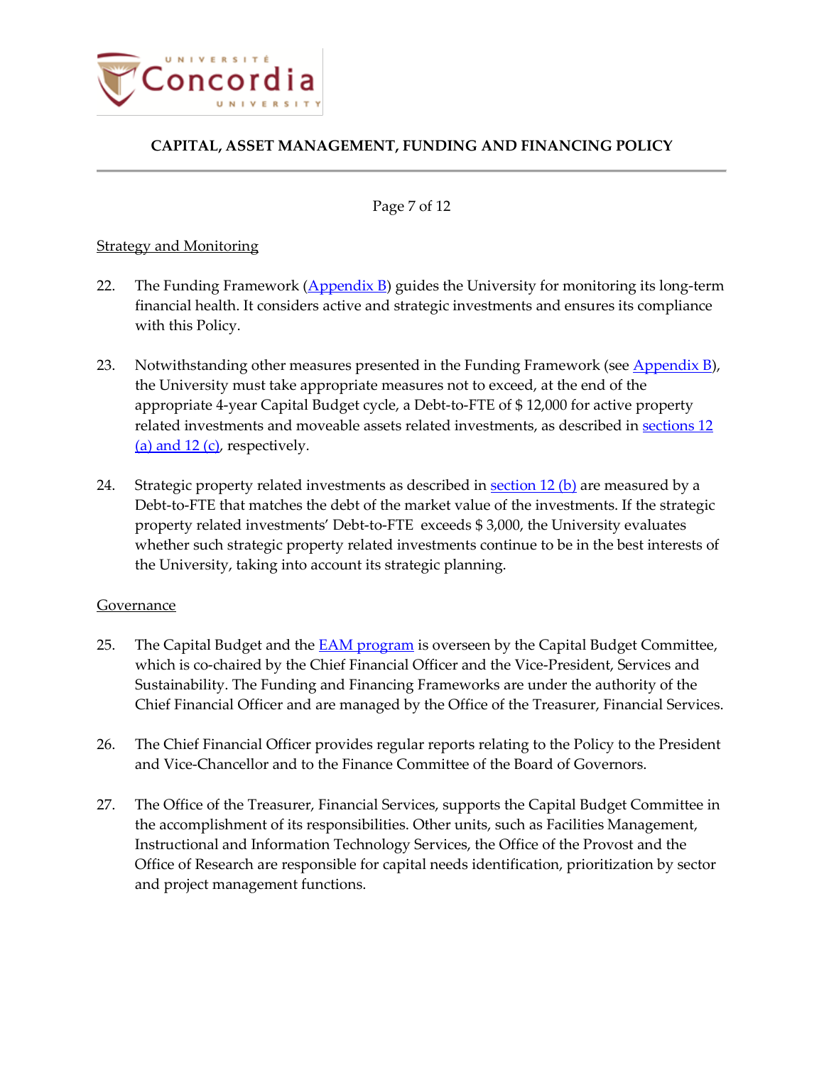Strategy and Monitoring

22. The Funding Framework (Appendix B) guides the University for monitoring its long-term financial health. It considers active and strategic investments and ensures its compliance with this Policy.

23. Notwithstanding other measures presented in the Funding Framework (see Appendix B), the University must take appropriate measures not to exceed, at the end of the appropriate 4-year Capital Budget cycle, a Debt-to-FTE of $ 12,000 for active property related investments and moveable assets related investments, as described in sections 12 (a) and 12 (c), respectively.

24. Strategic property related investments as described in section 12 (b) are measured by a Debt-to-FTE that matches the debt of the market value of the investments. If the strategic property related investments' Debt-to-FTE exceeds $ 3,000, the University evaluates whether such strategic property related investments continue to be in the best interests of the University, taking into account its strategic planning.

Governance

25. The Capital Budget and the EAM program is overseen by the Capital Budget Committee, which is co-chaired by the Chief Financial Officer and the Vice-President, Services and Sustainability. The Funding and Financing Frameworks are under the authority of the Chief Financial Officer and are managed by the Office of the Treasurer, Financial Services.

26. The Chief Financial Officer provides regular reports relating to the Policy to the President and Vice-Chancellor and to the Finance Committee of the Board of Governors.

27. The Office of the Treasurer, Financial Services, supports the Capital Budget Committee in the accomplishment of its responsibilities. Other units, such as Facilities Management, Instructional and Information Technology Services, the Office of the Provost and the Office of Research are responsible for capital needs identification, prioritization by sector and project management functions.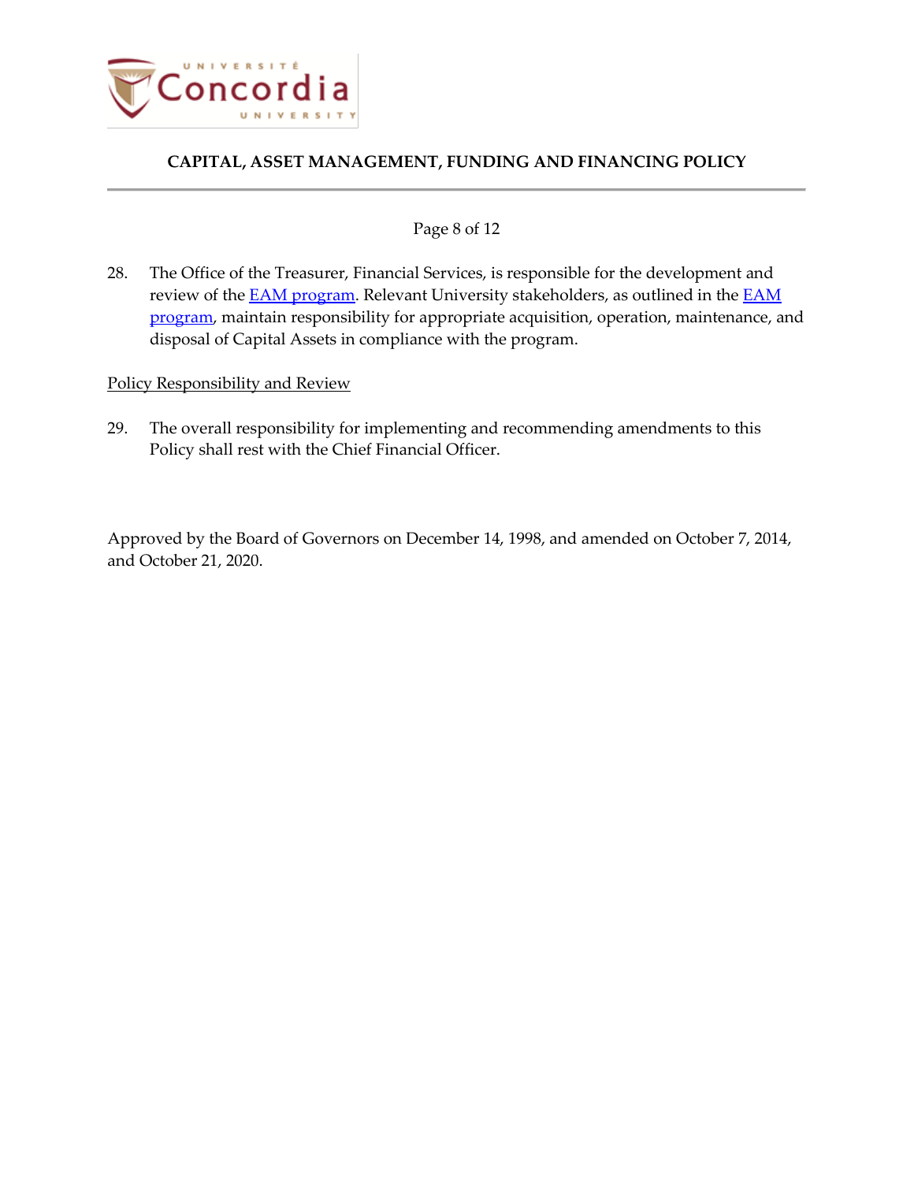28. The Office of the Treasurer, Financial Services, is responsible for the development and review of the EAM program. Relevant University stakeholders, as outlined in the EAM program, maintain responsibility for appropriate acquisition, operation, maintenance, and disposal of Capital Assets in compliance with the program.

Policy Responsibility and Review

29. The overall responsibility for implementing and recommending amendments to this Policy shall rest with the Chief Financial Officer.

Approved by the Board of Governors on December 14, 1998, and amended on October 7, 2014, and October 21, 2020.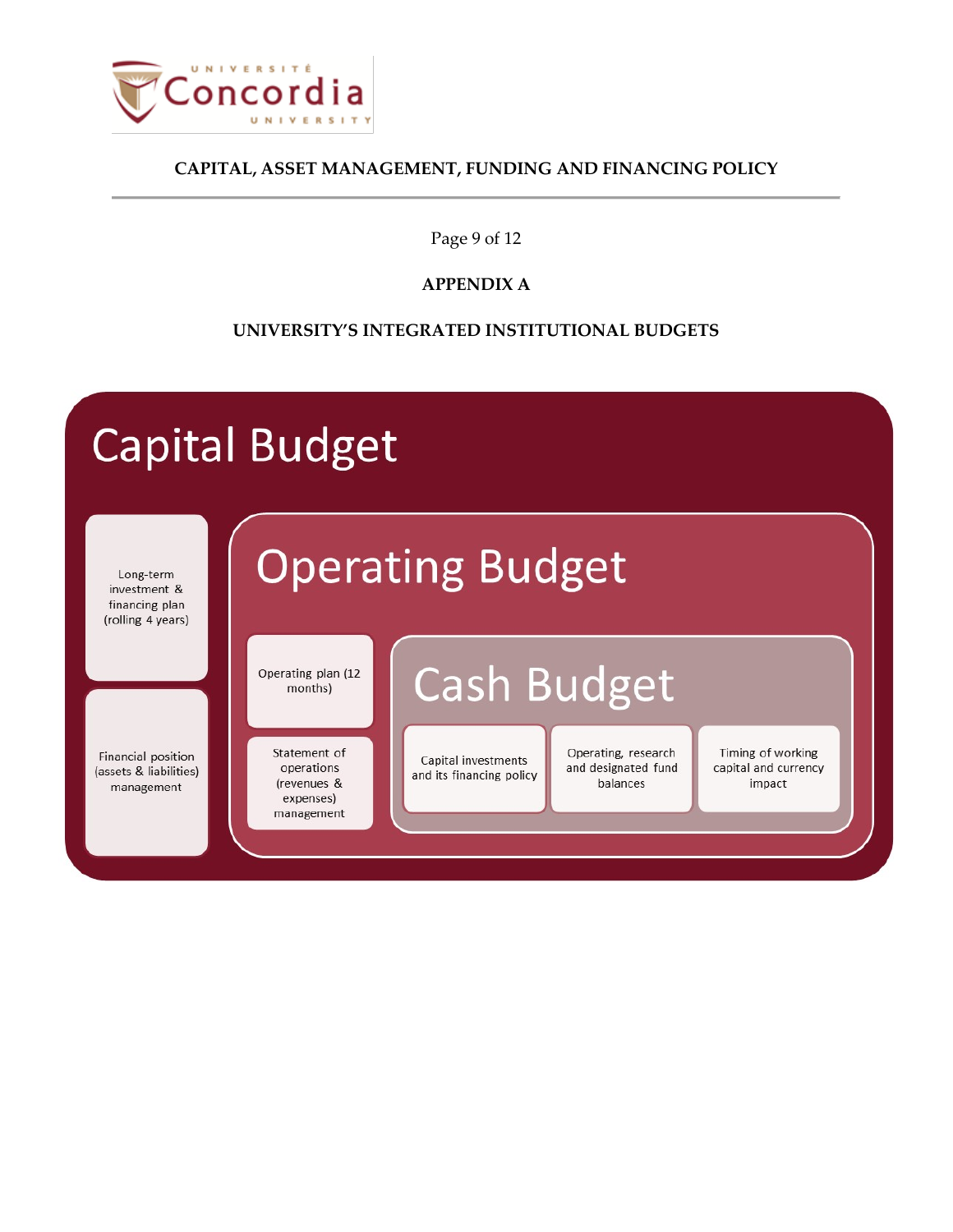## APPENDIX A

## UNIVERSITY'S INTEGRATED INSTITUTIONAL BUDGETS

### Capital Budget

- Long-term investment & financing plan (rolling 4 years)
- Financial position (assets & liabilities) management

#### Operating Budget

- Operating plan (12 months)
- Statement of operations (revenues & expenses) management

##### Cash Budget

- Capital investments and its financing policy
- Operating, research and designated fund balances
- Timing of working capital and currency impact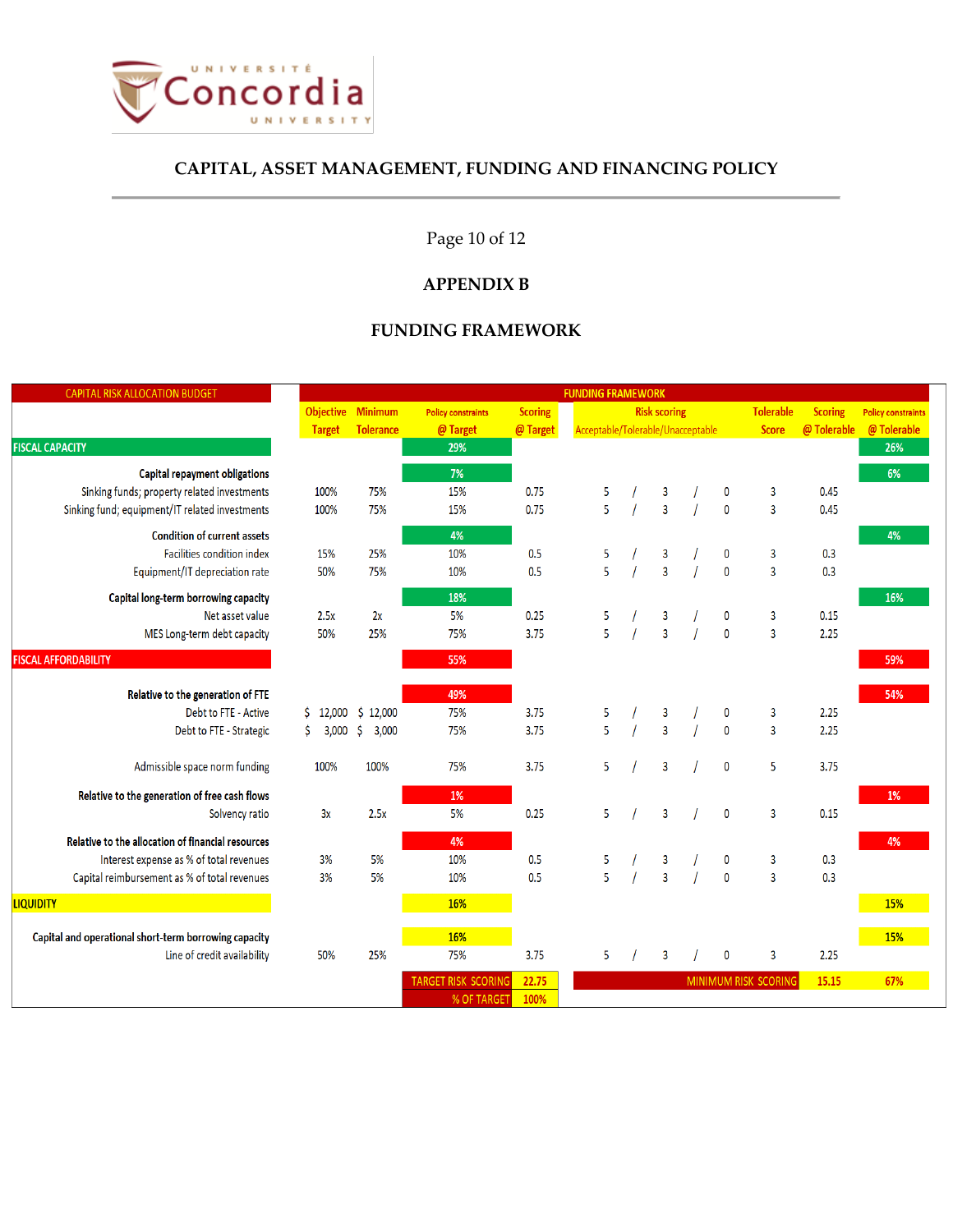## APPENDIX B

## FUNDING FRAMEWORK

| CAPITAL RISK ALLOCATION BUDGET | FUNDING FRAMEWORK | | | | | | | |
|---|---|---|---|---|---|---|---|---|
| | Objective Target | Minimum Tolerance | Policy constraints @ Target | Scoring @ Target | Risk scoring Acceptable/Tolerable/Unacceptable | Tolerable Score | Scoring @ Tolerable | Policy constraints @ Tolerable |
| **FISCAL CAPACITY** | | | 29% | | | | | 26% |
| **Capital repayment obligations** | | | 7% | | | | | 6% |
| Sinking funds; property related investments | 100% | 75% | 15% | 0.75 | 5 / 3 / 0 | 3 | 0.45 | |
| Sinking fund; equipment/IT related investments | 100% | 75% | 15% | 0.75 | 5 / 3 / 0 | 3 | 0.45 | |
| **Condition of current assets** | | | 4% | | | | | 4% |
| Facilities condition index | 15% | 25% | 10% | 0.5 | 5 / 3 / 0 | 3 | 0.3 | |
| Equipment/IT depreciation rate | 50% | 75% | 10% | 0.5 | 5 / 3 / 0 | 3 | 0.3 | |
| **Capital long-term borrowing capacity** | | | 18% | | | | | 16% |
| Net asset value | 2.5x | 2x | 5% | 0.25 | 5 / 3 / 0 | 3 | 0.15 | |
| MES Long-term debt capacity | 50% | 25% | 75% | 3.75 | 5 / 3 / 0 | 3 | 2.25 | |
| **FISCAL AFFORDABILITY** | | | 55% | | | | | 59% |
| **Relative to the generation of FTE** | | | 49% | | | | | 54% |
| Debt to FTE - Active | $ 12,000 | $ 12,000 | 75% | 3.75 | 5 / 3 / 0 | 3 | 2.25 | |
| Debt to FTE - Strategic | $ 3,000 | $ 3,000 | 75% | 3.75 | 5 / 3 / 0 | 3 | 2.25 | |
| Admissible space norm funding | 100% | 100% | 75% | 3.75 | 5 / 3 / 0 | 5 | 3.75 | |
| **Relative to the generation of free cash flows** | | | 1% | | | | | 1% |
| Solvency ratio | 3x | 2.5x | 5% | 0.25 | 5 / 3 / 0 | 3 | 0.15 | |
| **Relative to the allocation of financial resources** | | | 4% | | | | | 4% |
| Interest expense as % of total revenues | 3% | 5% | 10% | 0.5 | 5 / 3 / 0 | 3 | 0.3 | |
| Capital reimbursement as % of total revenues | 3% | 5% | 10% | 0.5 | 5 / 3 / 0 | 3 | 0.3 | |
| **LIQUIDITY** | | | 16% | | | | | 15% |
| **Capital and operational short-term borrowing capacity** | | | 16% | | | | | 15% |
| Line of credit availability | 50% | 25% | 75% | 3.75 | 5 / 3 / 0 | 3 | 2.25 | |
| | | | TARGET RISK SCORING | 22.75 | MINIMUM RISK SCORING | | 15.15 | 67% |
| | | | % OF TARGET | 100% | | | | |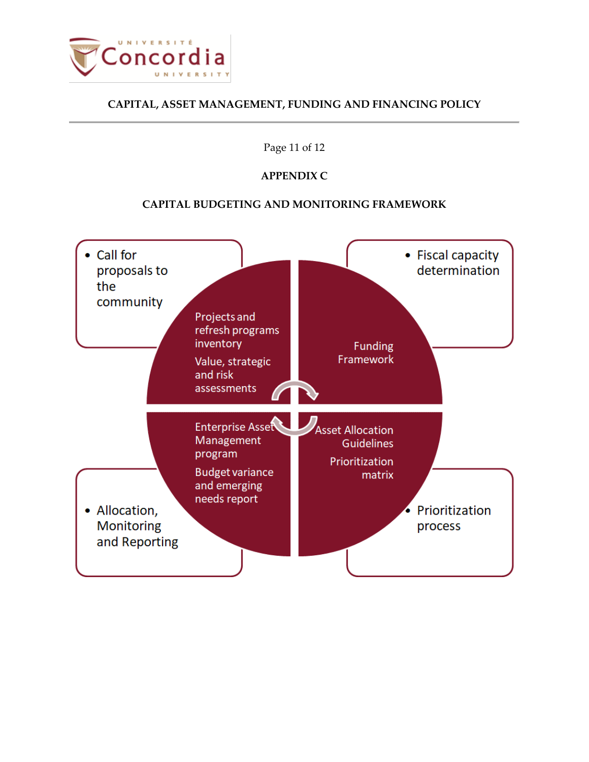## APPENDIX C

## CAPITAL BUDGETING AND MONITORING FRAMEWORK

- Call for proposals to the community

Projects and refresh programs inventory

Value, strategic and risk assessments

- Fiscal capacity determination

Funding Framework

- Allocation, Monitoring and Reporting

Enterprise Asset Management program

Budget variance and emerging needs report

- Prioritization process

Asset Allocation Guidelines

Prioritization matrix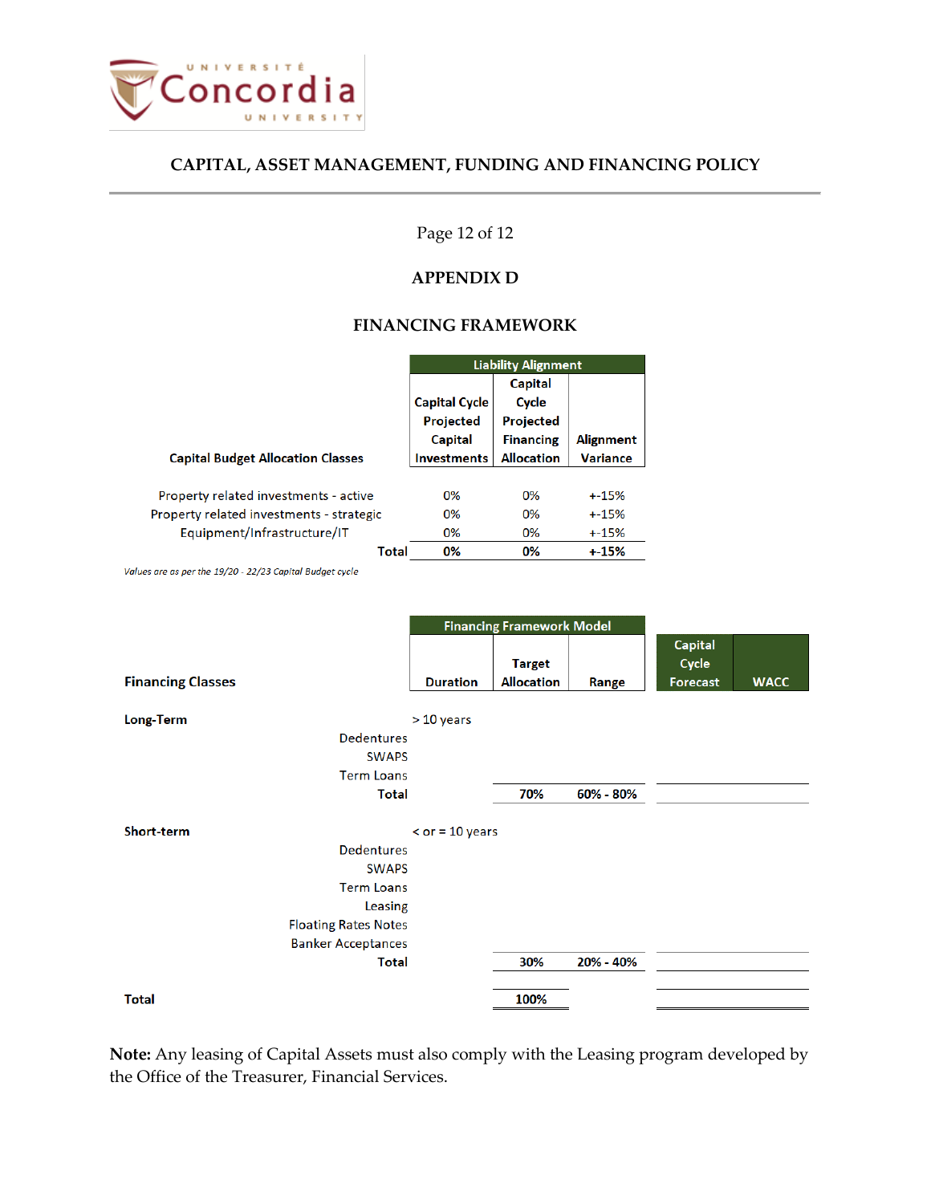## APPENDIX D

## FINANCING FRAMEWORK

| Capital Budget Allocation Classes | Liability Alignment | | |
|---|---|---|---|
| | Capital Cycle Projected Capital Investments | Capital Cycle Projected Financing Allocation | Alignment Variance |
| Property related investments - active | 0% | 0% | +-15% |
| Property related investments - strategic | 0% | 0% | +-15% |
| Equipment/Infrastructure/IT | 0% | 0% | +-15% |
| **Total** | **0%** | **0%** | **+-15%** |

*Values are as per the 19/20 - 22/23 Capital Budget cycle*

| Financing Classes | | Financing Framework Model | | | | |
|---|---|---|---|---|---|---|
| | | Duration | Target Allocation | Range | Capital Cycle Forecast | WACC |
| **Long-Term** | | > 10 years | | | | |
| | Dedentures | | | | | |
| | SWAPS | | | | | |
| | Term Loans | | | | | |
| | **Total** | | **70%** | **60% - 80%** | | |
| **Short-term** | | < or = 10 years | | | | |
| | Dedentures | | | | | |
| | SWAPS | | | | | |
| | Term Loans | | | | | |
| | Leasing | | | | | |
| | Floating Rates Notes | | | | | |
| | Banker Acceptances | | | | | |
| | **Total** | | **30%** | **20% - 40%** | | |
| **Total** | | | **100%** | | | |

**Note:** Any leasing of Capital Assets must also comply with the Leasing program developed by the Office of the Treasurer, Financial Services.